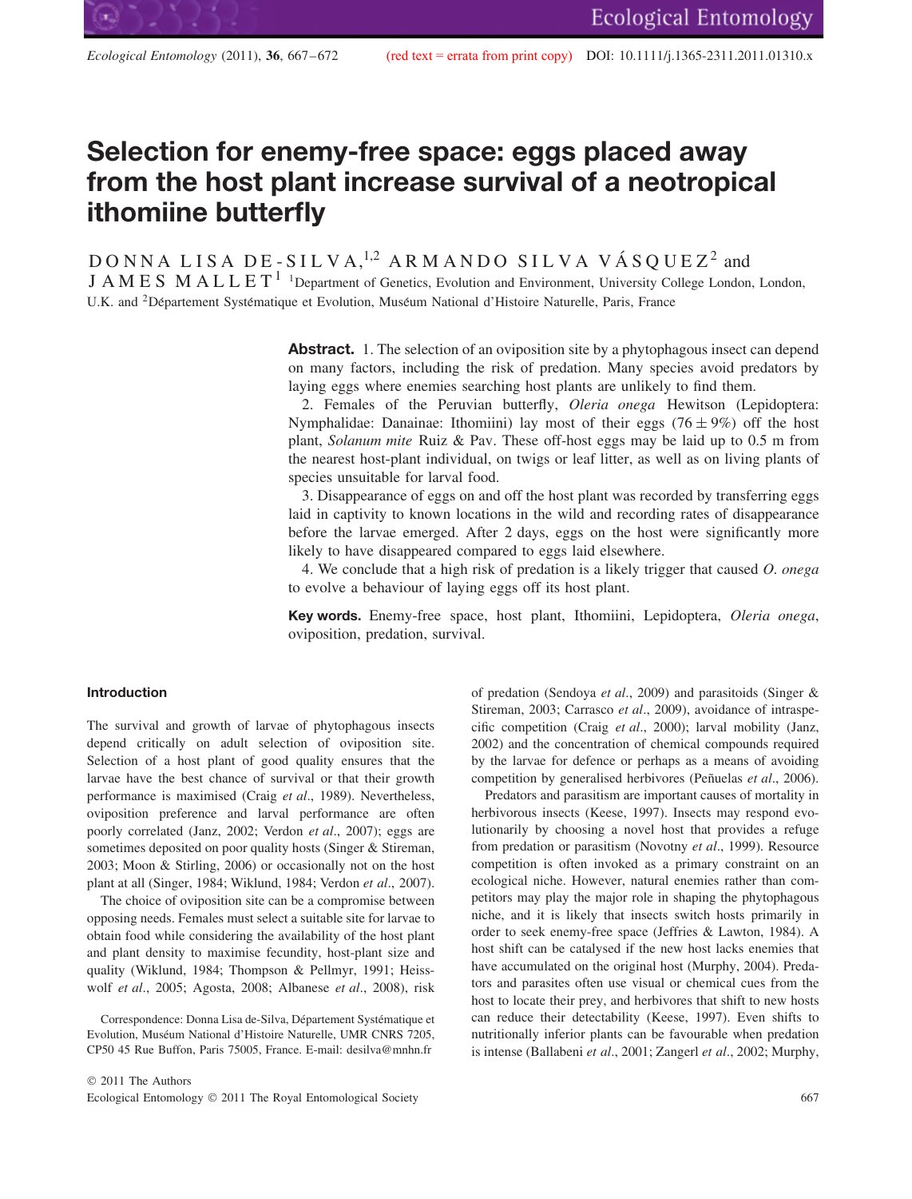# Selection for enemy-free space: eggs placed away from the host plant increase survival of a neotropical ithomiine butterfly

DONNA LISA DE-SILVA,[1,2] ARMANDO SILVA VÁSQUEZ[2] and JAMES MALLET[1] [1]Department of Genetics, Evolution and Environment, University College London, London, U.K. and [2]Département Systématique et Evolution, Muséum National d'Histoire Naturelle, Paris, France

**Abstract.** 1. The selection of an oviposition site by a phytophagous insect can depend on many factors, including the risk of predation. Many species avoid predators by laying eggs where enemies searching host plants are unlikely to find them.

2. Females of the Peruvian butterfly, *Oleria onega* Hewitson (Lepidoptera: Nymphalidae: Danainae: Ithomiini) lay most of their eggs ($76 \pm 9\%$) off the host plant, *Solanum mite* Ruiz & Pav. These off-host eggs may be laid up to 0.5 m from the nearest host-plant individual, on twigs or leaf litter, as well as on living plants of species unsuitable for larval food.

3. Disappearance of eggs on and off the host plant was recorded by transferring eggs laid in captivity to known locations in the wild and recording rates of disappearance before the larvae emerged. After 2 days, eggs on the host were significantly more likely to have disappeared compared to eggs laid elsewhere.

4. We conclude that a high risk of predation is a likely trigger that caused *O. onega* to evolve a behaviour of laying eggs off its host plant.

**Key words.** Enemy-free space, host plant, Ithomiini, Lepidoptera, *Oleria onega*, oviposition, predation, survival.

## Introduction

The survival and growth of larvae of phytophagous insects depend critically on adult selection of oviposition site. Selection of a host plant of good quality ensures that the larvae have the best chance of survival or that their growth performance is maximised (Craig *et al*., 1989). Nevertheless, oviposition preference and larval performance are often poorly correlated (Janz, 2002; Verdon *et al*., 2007); eggs are sometimes deposited on poor quality hosts (Singer & Stireman, 2003; Moon & Stirling, 2006) or occasionally not on the host plant at all (Singer, 1984; Wiklund, 1984; Verdon *et al*., 2007).

The choice of oviposition site can be a compromise between opposing needs. Females must select a suitable site for larvae to obtain food while considering the availability of the host plant and plant density to maximise fecundity, host-plant size and quality (Wiklund, 1984; Thompson & Pellmyr, 1991; Heisswolf *et al*., 2005; Agosta, 2008; Albanese *et al*., 2008), risk of predation (Sendoya *et al*., 2009) and parasitoids (Singer & Stireman, 2003; Carrasco *et al*., 2009), avoidance of intraspecific competition (Craig *et al*., 2000); larval mobility (Janz, 2002) and the concentration of chemical compounds required by the larvae for defence or perhaps as a means of avoiding competition by generalised herbivores (Peñuelas *et al*., 2006).

Predators and parasitism are important causes of mortality in herbivorous insects (Keese, 1997). Insects may respond evolutionarily by choosing a novel host that provides a refuge from predation or parasitism (Novotny *et al*., 1999). Resource competition is often invoked as a primary constraint on an ecological niche. However, natural enemies rather than competitors may play the major role in shaping the phytophagous niche, and it is likely that insects switch hosts primarily in order to seek enemy-free space (Jeffries & Lawton, 1984). A host shift can be catalysed if the new host lacks enemies that have accumulated on the original host (Murphy, 2004). Predators and parasites often use visual or chemical cues from the host to locate their prey, and herbivores that shift to new hosts can reduce their detectability (Keese, 1997). Even shifts to nutritionally inferior plants can be favourable when predation is intense (Ballabeni *et al*., 2001; Zangerl *et al*., 2002; Murphy,

Correspondence: Donna Lisa de-Silva, Département Systématique et Evolution, Muséum National d'Histoire Naturelle, UMR CNRS 7205, CP50 45 Rue Buffon, Paris 75005, France. E-mail: desilva@mnhn.fr

© 2011 The Authors
Ecological Entomology © 2011 The Royal Entomological Society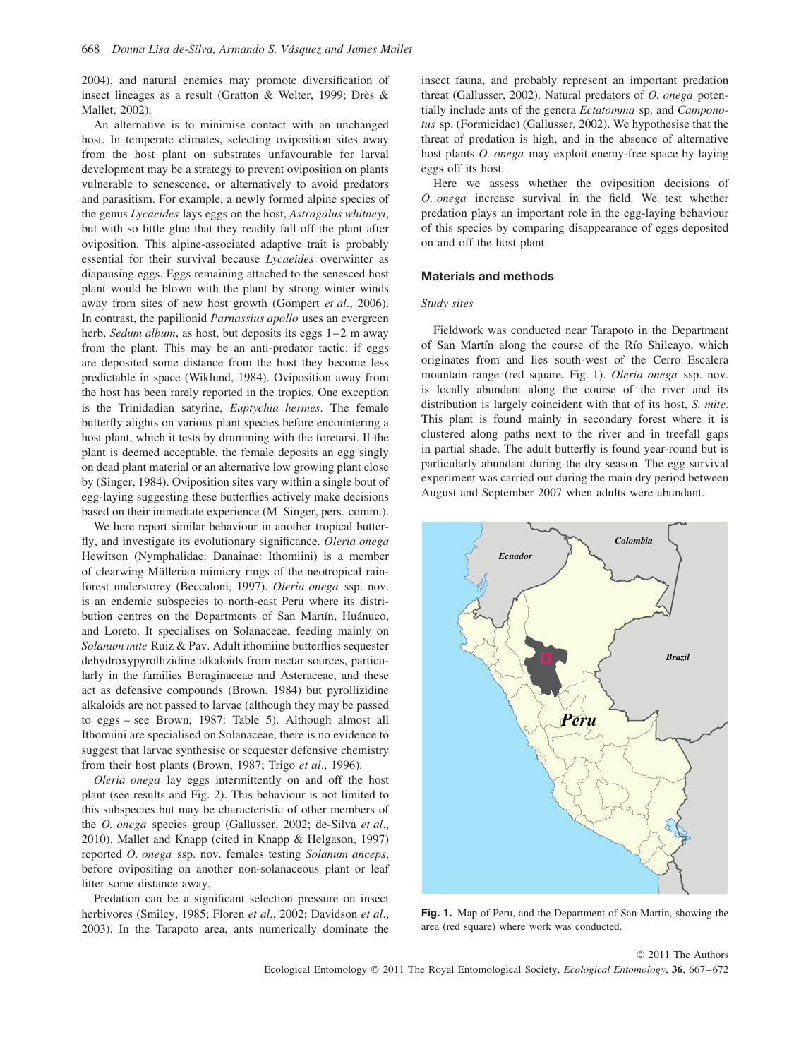2004), and natural enemies may promote diversification of insect lineages as a result (Gratton & Welter, 1999; Drès & Mallet, 2002).

An alternative is to minimise contact with an unchanged host. In temperate climates, selecting oviposition sites away from the host plant on substrates unfavourable for larval development may be a strategy to prevent oviposition on plants vulnerable to senescence, or alternatively to avoid predators and parasitism. For example, a newly formed alpine species of the genus *Lycaeides* lays eggs on the host, *Astragalus whitneyi*, but with so little glue that they readily fall off the plant after oviposition. This alpine-associated adaptive trait is probably essential for their survival because *Lycaeides* overwinter as diapausing eggs. Eggs remaining attached to the senesced host plant would be blown with the plant by strong winter winds away from sites of new host growth (Gompert *et al*., 2006). In contrast, the papilionid *Parnassius apollo* uses an evergreen herb, *Sedum album*, as host, but deposits its eggs 1–2 m away from the plant. This may be an anti-predator tactic: if eggs are deposited some distance from the host they become less predictable in space (Wiklund, 1984). Oviposition away from the host has been rarely reported in the tropics. One exception is the Trinidadian satyrine, *Euptychia hermes*. The female butterfly alights on various plant species before encountering a host plant, which it tests by drumming with the foretarsi. If the plant is deemed acceptable, the female deposits an egg singly on dead plant material or an alternative low growing plant close by (Singer, 1984). Oviposition sites vary within a single bout of egg-laying suggesting these butterflies actively make decisions based on their immediate experience (M. Singer, pers. comm.).

We here report similar behaviour in another tropical butterfly, and investigate its evolutionary significance. *Oleria onega* Hewitson (Nymphalidae: Danainae: Ithomiini) is a member of clearwing Müllerian mimicry rings of the neotropical rainforest understorey (Beccaloni, 1997). *Oleria onega* ssp. nov. is an endemic subspecies to north-east Peru where its distribution centres on the Departments of San Martín, Huánuco, and Loreto. It specialises on Solanaceae, feeding mainly on *Solanum mite* Ruiz & Pav. Adult ithomiine butterflies sequester dehydroxypyrollizidine alkaloids from nectar sources, particularly in the families Boraginaceae and Asteraceae, and these act as defensive compounds (Brown, 1984) but pyrollizidine alkaloids are not passed to larvae (although they may be passed to eggs – see Brown, 1987: Table 5). Although almost all Ithomiini are specialised on Solanaceae, there is no evidence to suggest that larvae synthesise or sequester defensive chemistry from their host plants (Brown, 1987; Trigo *et al*., 1996).

*Oleria onega* lay eggs intermittently on and off the host plant (see results and Fig. 2). This behaviour is not limited to this subspecies but may be characteristic of other members of the *O. onega* species group (Gallusser, 2002; de-Silva *et al*., 2010). Mallet and Knapp (cited in Knapp & Helgason, 1997) reported *O. onega* ssp. nov. females testing *Solanum anceps*, before ovipositing on another non-solanaceous plant or leaf litter some distance away.

Predation can be a significant selection pressure on insect herbivores (Smiley, 1985; Floren *et al*., 2002; Davidson *et al*., 2003). In the Tarapoto area, ants numerically dominate the insect fauna, and probably represent an important predation threat (Gallusser, 2002). Natural predators of *O. onega* potentially include ants of the genera *Ectatomma* sp. and *Camponotus* sp. (Formicidae) (Gallusser, 2002). We hypothesise that the threat of predation is high, and in the absence of alternative host plants *O. onega* may exploit enemy-free space by laying eggs off its host.

Here we assess whether the oviposition decisions of *O. onega* increase survival in the field. We test whether predation plays an important role in the egg-laying behaviour of this species by comparing disappearance of eggs deposited on and off the host plant.

## Materials and methods

### *Study sites*

Fieldwork was conducted near Tarapoto in the Department of San Martín along the course of the Río Shilcayo, which originates from and lies south-west of the Cerro Escalera mountain range (red square, Fig. 1). *Oleria onega* ssp. nov. is locally abundant along the course of the river and its distribution is largely coincident with that of its host, *S. mite*. This plant is found mainly in secondary forest where it is clustered along paths next to the river and in treefall gaps in partial shade. The adult butterfly is found year-round but is particularly abundant during the dry season. The egg survival experiment was carried out during the main dry period between August and September 2007 when adults were abundant.

**Fig. 1.** Map of Peru, and the Department of San Martin, showing the area (red square) where work was conducted.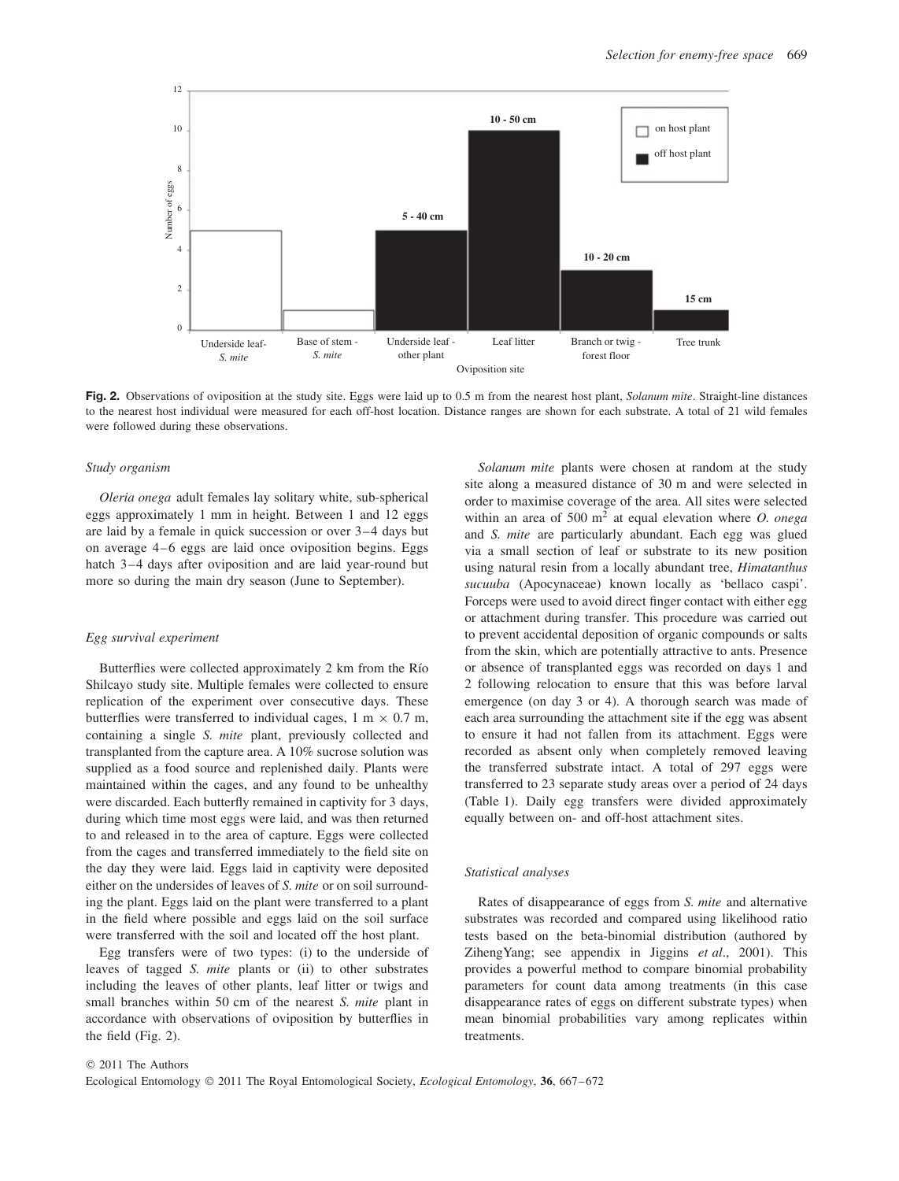**Fig. 2.** Observations of oviposition at the study site. Eggs were laid up to 0.5 m from the nearest host plant, *Solanum mite*. Straight-line distances to the nearest host individual were measured for each off-host location. Distance ranges are shown for each substrate. A total of 21 wild females were followed during these observations.

### Study organism

*Oleria onega* adult females lay solitary white, sub-spherical eggs approximately 1 mm in height. Between 1 and 12 eggs are laid by a female in quick succession or over 3–4 days but on average 4–6 eggs are laid once oviposition begins. Eggs hatch 3–4 days after oviposition and are laid year-round but more so during the main dry season (June to September).

### Egg survival experiment

Butterflies were collected approximately 2 km from the Río Shilcayo study site. Multiple females were collected to ensure replication of the experiment over consecutive days. These butterflies were transferred to individual cages, 1 m × 0.7 m, containing a single *S. mite* plant, previously collected and transplanted from the capture area. A 10% sucrose solution was supplied as a food source and replenished daily. Plants were maintained within the cages, and any found to be unhealthy were discarded. Each butterfly remained in captivity for 3 days, during which time most eggs were laid, and was then returned to and released in to the area of capture. Eggs were collected from the cages and transferred immediately to the field site on the day they were laid. Eggs laid in captivity were deposited either on the undersides of leaves of *S. mite* or on soil surrounding the plant. Eggs laid on the plant were transferred to a plant in the field where possible and eggs laid on the soil surface were transferred with the soil and located off the host plant.

Egg transfers were of two types: (i) to the underside of leaves of tagged *S. mite* plants or (ii) to other substrates including the leaves of other plants, leaf litter or twigs and small branches within 50 cm of the nearest *S. mite* plant in accordance with observations of oviposition by butterflies in the field (Fig. 2).

*Solanum mite* plants were chosen at random at the study site along a measured distance of 30 m and were selected in order to maximise coverage of the area. All sites were selected within an area of 500 m$^2$ at equal elevation where *O. onega* and *S. mite* are particularly abundant. Each egg was glued via a small section of leaf or substrate to its new position using natural resin from a locally abundant tree, *Himatanthus sucuuba* (Apocynaceae) known locally as 'bellaco caspi'. Forceps were used to avoid direct finger contact with either egg or attachment during transfer. This procedure was carried out to prevent accidental deposition of organic compounds or salts from the skin, which are potentially attractive to ants. Presence or absence of transplanted eggs was recorded on days 1 and 2 following relocation to ensure that this was before larval emergence (on day 3 or 4). A thorough search was made of each area surrounding the attachment site if the egg was absent to ensure it had not fallen from its attachment. Eggs were recorded as absent only when completely removed leaving the transferred substrate intact. A total of 297 eggs were transferred to 23 separate study areas over a period of 24 days (Table 1). Daily egg transfers were divided approximately equally between on- and off-host attachment sites.

### Statistical analyses

Rates of disappearance of eggs from *S. mite* and alternative substrates was recorded and compared using likelihood ratio tests based on the beta-binomial distribution (authored by ZihengYang; see appendix in Jiggins *et al*., 2001). This provides a powerful method to compare binomial probability parameters for count data among treatments (in this case disappearance rates of eggs on different substrate types) when mean binomial probabilities vary among replicates within treatments.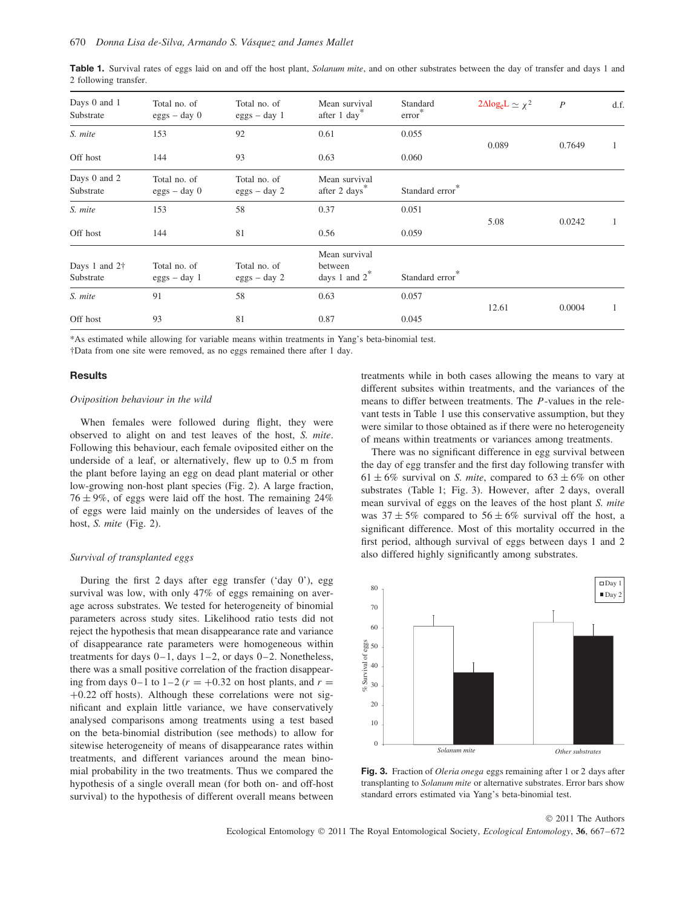**Table 1.** Survival rates of eggs laid on and off the host plant, *Solanum mite*, and on other substrates between the day of transfer and days 1 and 2 following transfer.

| Days 0 and 1 Substrate | Total no. of eggs – day 0 | Total no. of eggs – day 1 | Mean survival after 1 day* | Standard error* | $2\Delta\log_e L \simeq \chi^2$ | $P$ | d.f. |
|---|---|---|---|---|---|---|---|
| *S. mite* | 153 | 92 | 0.61 | 0.055 | 0.089 | 0.7649 | 1 |
| Off host | 144 | 93 | 0.63 | 0.060 | | | |
| **Days 0 and 2 Substrate** | **Total no. of eggs – day 0** | **Total no. of eggs – day 2** | **Mean survival after 2 days*** | **Standard error*** | | | |
| *S. mite* | 153 | 58 | 0.37 | 0.051 | 5.08 | 0.0242 | 1 |
| Off host | 144 | 81 | 0.56 | 0.059 | | | |
| **Days 1 and 2† Substrate** | **Total no. of eggs – day 1** | **Total no. of eggs – day 2** | **Mean survival between days 1 and 2*** | **Standard error*** | | | |
| *S. mite* | 91 | 58 | 0.63 | 0.057 | 12.61 | 0.0004 | 1 |
| Off host | 93 | 81 | 0.87 | 0.045 | | | |

*As estimated while allowing for variable means within treatments in Yang's beta-binomial test.
†Data from one site were removed, as no eggs remained there after 1 day.

## Results

### *Oviposition behaviour in the wild*

When females were followed during flight, they were observed to alight on and test leaves of the host, *S. mite*. Following this behaviour, each female oviposited either on the underside of a leaf, or alternatively, flew up to 0.5 m from the plant before laying an egg on dead plant material or other low-growing non-host plant species (Fig. 2). A large fraction, $76 \pm 9\%$, of eggs were laid off the host. The remaining 24% of eggs were laid mainly on the undersides of leaves of the host, *S. mite* (Fig. 2).

### *Survival of transplanted eggs*

During the first 2 days after egg transfer ('day 0'), egg survival was low, with only 47% of eggs remaining on average across substrates. We tested for heterogeneity of binomial parameters across study sites. Likelihood ratio tests did not reject the hypothesis that mean disappearance rate and variance of disappearance rate parameters were homogeneous within treatments for days 0–1, days 1–2, or days 0–2. Nonetheless, there was a small positive correlation of the fraction disappearing from days 0–1 to 1–2 ($r = +0.32$ on host plants, and $r = +0.22$ off hosts). Although these correlations were not significant and explain little variance, we have conservatively analysed comparisons among treatments using a test based on the beta-binomial distribution (see methods) to allow for sitewise heterogeneity of means of disappearance rates within treatments, and different variances around the mean binomial probability in the two treatments. Thus we compared the hypothesis of a single overall mean (for both on- and off-host survival) to the hypothesis of different overall means between treatments while in both cases allowing the means to vary at different subsites within treatments, and the variances of the means to differ between treatments. The $P$-values in the relevant tests in Table 1 use this conservative assumption, but they were similar to those obtained as if there were no heterogeneity of means within treatments or variances among treatments.

There was no significant difference in egg survival between the day of egg transfer and the first day following transfer with $61 \pm 6\%$ survival on *S. mite*, compared to $63 \pm 6\%$ on other substrates (Table 1; Fig. 3). However, after 2 days, overall mean survival of eggs on the leaves of the host plant *S. mite* was $37 \pm 5\%$ compared to $56 \pm 6\%$ survival off the host, a significant difference. Most of this mortality occurred in the first period, although survival of eggs between days 1 and 2 also differed highly significantly among substrates.

**Fig. 3.** Fraction of *Oleria onega* eggs remaining after 1 or 2 days after transplanting to *Solanum mite* or alternative substrates. Error bars show standard errors estimated via Yang's beta-binomial test.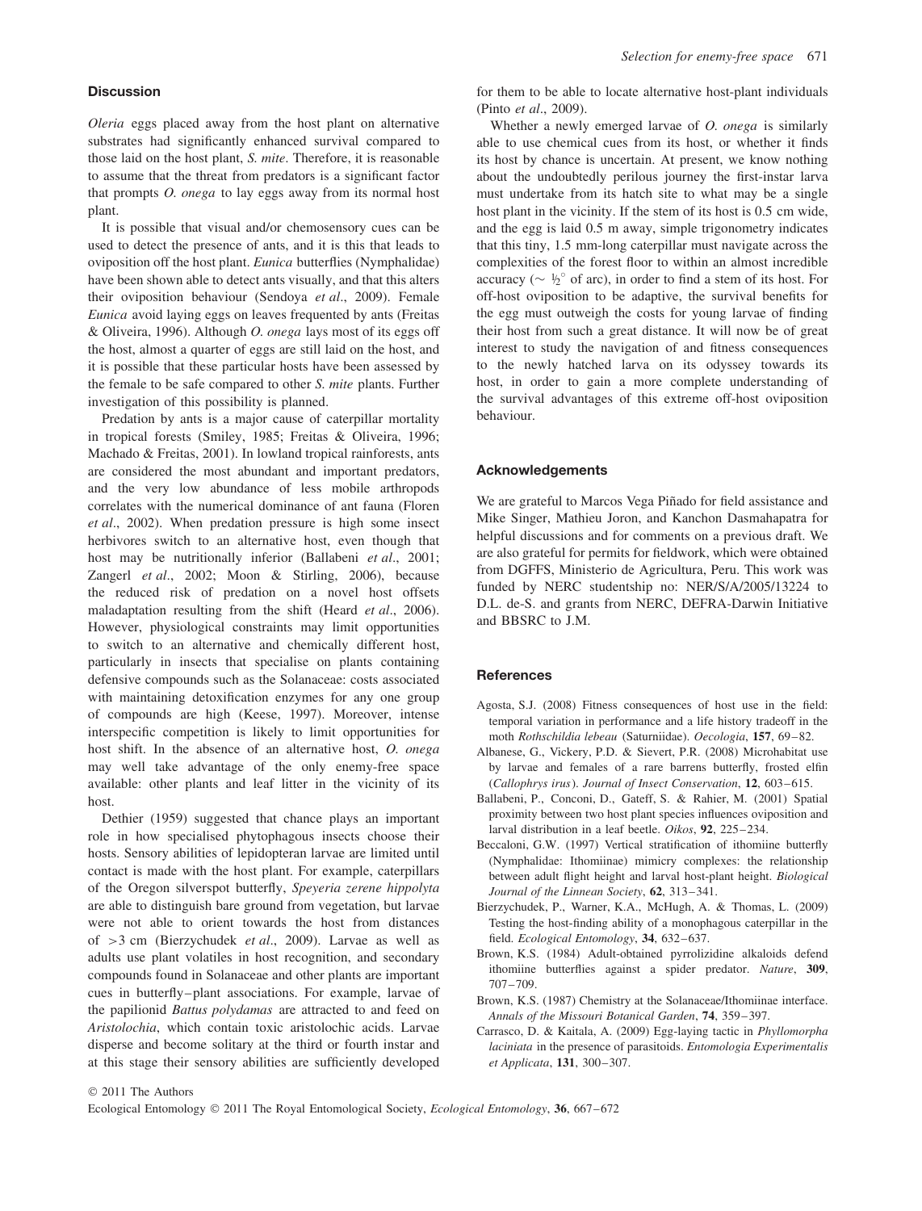## Discussion

*Oleria* eggs placed away from the host plant on alternative substrates had significantly enhanced survival compared to those laid on the host plant, *S. mite*. Therefore, it is reasonable to assume that the threat from predators is a significant factor that prompts *O. onega* to lay eggs away from its normal host plant.

It is possible that visual and/or chemosensory cues can be used to detect the presence of ants, and it is this that leads to oviposition off the host plant. *Eunica* butterflies (Nymphalidae) have been shown able to detect ants visually, and that this alters their oviposition behaviour (Sendoya *et al*., 2009). Female *Eunica* avoid laying eggs on leaves frequented by ants (Freitas & Oliveira, 1996). Although *O. onega* lays most of its eggs off the host, almost a quarter of eggs are still laid on the host, and it is possible that these particular hosts have been assessed by the female to be safe compared to other *S. mite* plants. Further investigation of this possibility is planned.

Predation by ants is a major cause of caterpillar mortality in tropical forests (Smiley, 1985; Freitas & Oliveira, 1996; Machado & Freitas, 2001). In lowland tropical rainforests, ants are considered the most abundant and important predators, and the very low abundance of less mobile arthropods correlates with the numerical dominance of ant fauna (Floren *et al*., 2002). When predation pressure is high some insect herbivores switch to an alternative host, even though that host may be nutritionally inferior (Ballabeni *et al*., 2001; Zangerl *et al*., 2002; Moon & Stirling, 2006), because the reduced risk of predation on a novel host offsets maladaptation resulting from the shift (Heard *et al*., 2006). However, physiological constraints may limit opportunities to switch to an alternative and chemically different host, particularly in insects that specialise on plants containing defensive compounds such as the Solanaceae: costs associated with maintaining detoxification enzymes for any one group of compounds are high (Keese, 1997). Moreover, intense interspecific competition is likely to limit opportunities for host shift. In the absence of an alternative host, *O. onega* may well take advantage of the only enemy-free space available: other plants and leaf litter in the vicinity of its host.

Dethier (1959) suggested that chance plays an important role in how specialised phytophagous insects choose their hosts. Sensory abilities of lepidopteran larvae are limited until contact is made with the host plant. For example, caterpillars of the Oregon silverspot butterfly, *Speyeria zerene hippolyta* are able to distinguish bare ground from vegetation, but larvae were not able to orient towards the host from distances of $>3$ cm (Bierzychudek *et al*., 2009). Larvae as well as adults use plant volatiles in host recognition, and secondary compounds found in Solanaceae and other plants are important cues in butterfly–plant associations. For example, larvae of the papilionid *Battus polydamas* are attracted to and feed on *Aristolochia*, which contain toxic aristolochic acids. Larvae disperse and become solitary at the third or fourth instar and at this stage their sensory abilities are sufficiently developed for them to be able to locate alternative host-plant individuals (Pinto *et al*., 2009).

Whether a newly emerged larvae of *O. onega* is similarly able to use chemical cues from its host, or whether it finds its host by chance is uncertain. At present, we know nothing about the undoubtedly perilous journey the first-instar larva must undertake from its hatch site to what may be a single host plant in the vicinity. If the stem of its host is 0.5 cm wide, and the egg is laid 0.5 m away, simple trigonometry indicates that this tiny, 1.5 mm-long caterpillar must navigate across the complexities of the forest floor to within an almost incredible accuracy ($\sim \frac{1}{2}^\circ$ of arc), in order to find a stem of its host. For off-host oviposition to be adaptive, the survival benefits for the egg must outweigh the costs for young larvae of finding their host from such a great distance. It will now be of great interest to study the navigation of and fitness consequences to the newly hatched larva on its odyssey towards its host, in order to gain a more complete understanding of the survival advantages of this extreme off-host oviposition behaviour.

## Acknowledgements

We are grateful to Marcos Vega Piñado for field assistance and Mike Singer, Mathieu Joron, and Kanchon Dasmahapatra for helpful discussions and for comments on a previous draft. We are also grateful for permits for fieldwork, which were obtained from DGFFS, Ministerio de Agricultura, Peru. This work was funded by NERC studentship no: NER/S/A/2005/13224 to D.L. de-S. and grants from NERC, DEFRA-Darwin Initiative and BBSRC to J.M.

## References

Agosta, S.J. (2008) Fitness consequences of host use in the field: temporal variation in performance and a life history tradeoff in the moth *Rothschildia lebeau* (Saturniidae). *Oecologia*, **157**, 69–82.

Albanese, G., Vickery, P.D. & Sievert, P.R. (2008) Microhabitat use by larvae and females of a rare barrens butterfly, frosted elfin (*Callophrys irus*). *Journal of Insect Conservation*, **12**, 603–615.

Ballabeni, P., Conconi, D., Gateff, S. & Rahier, M. (2001) Spatial proximity between two host plant species influences oviposition and larval distribution in a leaf beetle. *Oikos*, **92**, 225–234.

Beccaloni, G.W. (1997) Vertical stratification of ithomiine butterfly (Nymphalidae: Ithomiinae) mimicry complexes: the relationship between adult flight height and larval host-plant height. *Biological Journal of the Linnean Society*, **62**, 313–341.

Bierzychudek, P., Warner, K.A., McHugh, A. & Thomas, L. (2009) Testing the host-finding ability of a monophagous caterpillar in the field. *Ecological Entomology*, **34**, 632–637.

Brown, K.S. (1984) Adult-obtained pyrrolizidine alkaloids defend ithomiine butterflies against a spider predator. *Nature*, **309**, 707–709.

Brown, K.S. (1987) Chemistry at the Solanaceae/Ithomiinae interface. *Annals of the Missouri Botanical Garden*, **74**, 359–397.

Carrasco, D. & Kaitala, A. (2009) Egg-laying tactic in *Phyllomorpha laciniata* in the presence of parasitoids. *Entomologia Experimentalis et Applicata*, **131**, 300–307.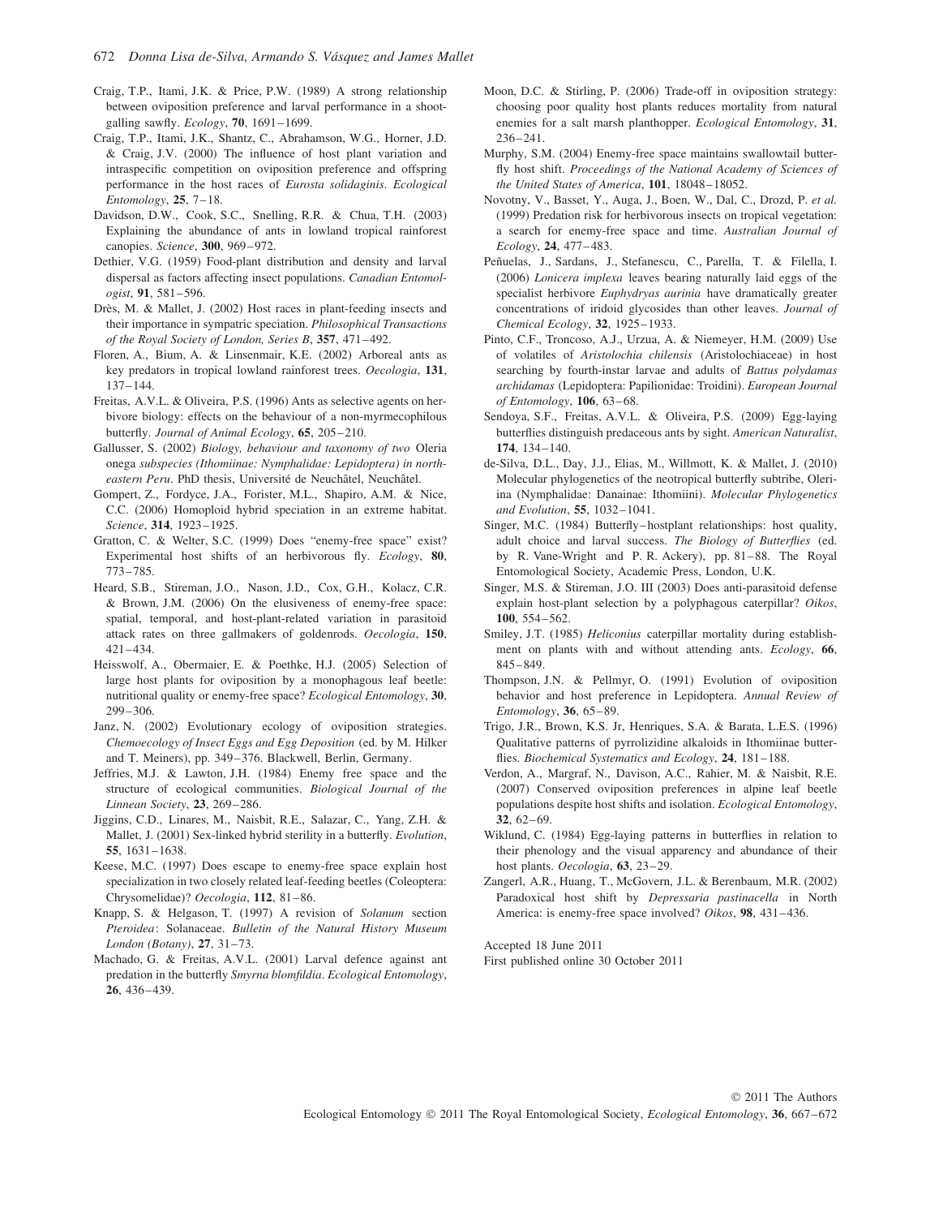Craig, T.P., Itami, J.K. & Price, P.W. (1989) A strong relationship between oviposition preference and larval performance in a shoot-galling sawfly. *Ecology*, **70**, 1691–1699.

Craig, T.P., Itami, J.K., Shantz, C., Abrahamson, W.G., Horner, J.D. & Craig, J.V. (2000) The influence of host plant variation and intraspecific competition on oviposition preference and offspring performance in the host races of *Eurosta solidaginis*. *Ecological Entomology*, **25**, 7–18.

Davidson, D.W., Cook, S.C., Snelling, R.R. & Chua, T.H. (2003) Explaining the abundance of ants in lowland tropical rainforest canopies. *Science*, **300**, 969–972.

Dethier, V.G. (1959) Food-plant distribution and density and larval dispersal as factors affecting insect populations. *Canadian Entomologist*, **91**, 581–596.

Drès, M. & Mallet, J. (2002) Host races in plant-feeding insects and their importance in sympatric speciation. *Philosophical Transactions of the Royal Society of London, Series B*, **357**, 471–492.

Floren, A., Bium, A. & Linsenmair, K.E. (2002) Arboreal ants as key predators in tropical lowland rainforest trees. *Oecologia*, **131**, 137–144.

Freitas, A.V.L. & Oliveira, P.S. (1996) Ants as selective agents on herbivore biology: effects on the behaviour of a non-myrmecophilous butterfly. *Journal of Animal Ecology*, **65**, 205–210.

Gallusser, S. (2002) *Biology, behaviour and taxonomy of two* Oleria onega *subspecies (Ithomiinae: Nymphalidae: Lepidoptera) in north-eastern Peru*. PhD thesis, Université de Neuchâtel, Neuchâtel.

Gompert, Z., Fordyce, J.A., Forister, M.L., Shapiro, A.M. & Nice, C.C. (2006) Homoploid hybrid speciation in an extreme habitat. *Science*, **314**, 1923–1925.

Gratton, C. & Welter, S.C. (1999) Does "enemy-free space" exist? Experimental host shifts of an herbivorous fly. *Ecology*, **80**, 773–785.

Heard, S.B., Stireman, J.O., Nason, J.D., Cox, G.H., Kolacz, C.R. & Brown, J.M. (2006) On the elusiveness of enemy-free space: spatial, temporal, and host-plant-related variation in parasitoid attack rates on three gallmakers of goldenrods. *Oecologia*, **150**, 421–434.

Heisswolf, A., Obermaier, E. & Poethke, H.J. (2005) Selection of large host plants for oviposition by a monophagous leaf beetle: nutritional quality or enemy-free space? *Ecological Entomology*, **30**, 299–306.

Janz, N. (2002) Evolutionary ecology of oviposition strategies. *Chemoecology of Insect Eggs and Egg Deposition* (ed. by M. Hilker and T. Meiners), pp. 349–376. Blackwell, Berlin, Germany.

Jeffries, M.J. & Lawton, J.H. (1984) Enemy free space and the structure of ecological communities. *Biological Journal of the Linnean Society*, **23**, 269–286.

Jiggins, C.D., Linares, M., Naisbit, R.E., Salazar, C., Yang, Z.H. & Mallet, J. (2001) Sex-linked hybrid sterility in a butterfly. *Evolution*, **55**, 1631–1638.

Keese, M.C. (1997) Does escape to enemy-free space explain host specialization in two closely related leaf-feeding beetles (Coleoptera: Chrysomelidae)? *Oecologia*, **112**, 81–86.

Knapp, S. & Helgason, T. (1997) A revision of *Solanum* section *Pteroidea*: Solanaceae. *Bulletin of the Natural History Museum London (Botany)*, **27**, 31–73.

Machado, G. & Freitas, A.V.L. (2001) Larval defence against ant predation in the butterfly *Smyrna blomfildia*. *Ecological Entomology*, **26**, 436–439.

Moon, D.C. & Stirling, P. (2006) Trade-off in oviposition strategy: choosing poor quality host plants reduces mortality from natural enemies for a salt marsh planthopper. *Ecological Entomology*, **31**, 236–241.

Murphy, S.M. (2004) Enemy-free space maintains swallowtail butterfly host shift. *Proceedings of the National Academy of Sciences of the United States of America*, **101**, 18048–18052.

Novotny, V., Basset, Y., Auga, J., Boen, W., Dal, C., Drozd, P. *et al.* (1999) Predation risk for herbivorous insects on tropical vegetation: a search for enemy-free space and time. *Australian Journal of Ecology*, **24**, 477–483.

Peñuelas, J., Sardans, J., Stefanescu, C., Parella, T. & Filella, I. (2006) *Lonicera implexa* leaves bearing naturally laid eggs of the specialist herbivore *Euphydryas aurinia* have dramatically greater concentrations of iridoid glycosides than other leaves. *Journal of Chemical Ecology*, **32**, 1925–1933.

Pinto, C.F., Troncoso, A.J., Urzua, A. & Niemeyer, H.M. (2009) Use of volatiles of *Aristolochia chilensis* (Aristolochiaceae) in host searching by fourth-instar larvae and adults of *Battus polydamas archidamas* (Lepidoptera: Papilionidae: Troidini). *European Journal of Entomology*, **106**, 63–68.

Sendoya, S.F., Freitas, A.V.L. & Oliveira, P.S. (2009) Egg-laying butterflies distinguish predaceous ants by sight. *American Naturalist*, **174**, 134–140.

de-Silva, D.L., Day, J.J., Elias, M., Willmott, K. & Mallet, J. (2010) Molecular phylogenetics of the neotropical butterfly subtribe, Oleriina (Nymphalidae: Danainae: Ithomiini). *Molecular Phylogenetics and Evolution*, **55**, 1032–1041.

Singer, M.C. (1984) Butterfly–hostplant relationships: host quality, adult choice and larval success. *The Biology of Butterflies* (ed. by R. Vane-Wright and P. R. Ackery), pp. 81–88. The Royal Entomological Society, Academic Press, London, U.K.

Singer, M.S. & Stireman, J.O. III (2003) Does anti-parasitoid defense explain host-plant selection by a polyphagous caterpillar? *Oikos*, **100**, 554–562.

Smiley, J.T. (1985) *Heliconius* caterpillar mortality during establishment on plants with and without attending ants. *Ecology*, **66**, 845–849.

Thompson, J.N. & Pellmyr, O. (1991) Evolution of oviposition behavior and host preference in Lepidoptera. *Annual Review of Entomology*, **36**, 65–89.

Trigo, J.R., Brown, K.S. Jr, Henriques, S.A. & Barata, L.E.S. (1996) Qualitative patterns of pyrrolizidine alkaloids in Ithomiinae butterflies. *Biochemical Systematics and Ecology*, **24**, 181–188.

Verdon, A., Margraf, N., Davison, A.C., Rahier, M. & Naisbit, R.E. (2007) Conserved oviposition preferences in alpine leaf beetle populations despite host shifts and isolation. *Ecological Entomology*, **32**, 62–69.

Wiklund, C. (1984) Egg-laying patterns in butterflies in relation to their phenology and the visual apparency and abundance of their host plants. *Oecologia*, **63**, 23–29.

Zangerl, A.R., Huang, T., McGovern, J.L. & Berenbaum, M.R. (2002) Paradoxical host shift by *Depressaria pastinacella* in North America: is enemy-free space involved? *Oikos*, **98**, 431–436.

Accepted 18 June 2011
First published online 30 October 2011